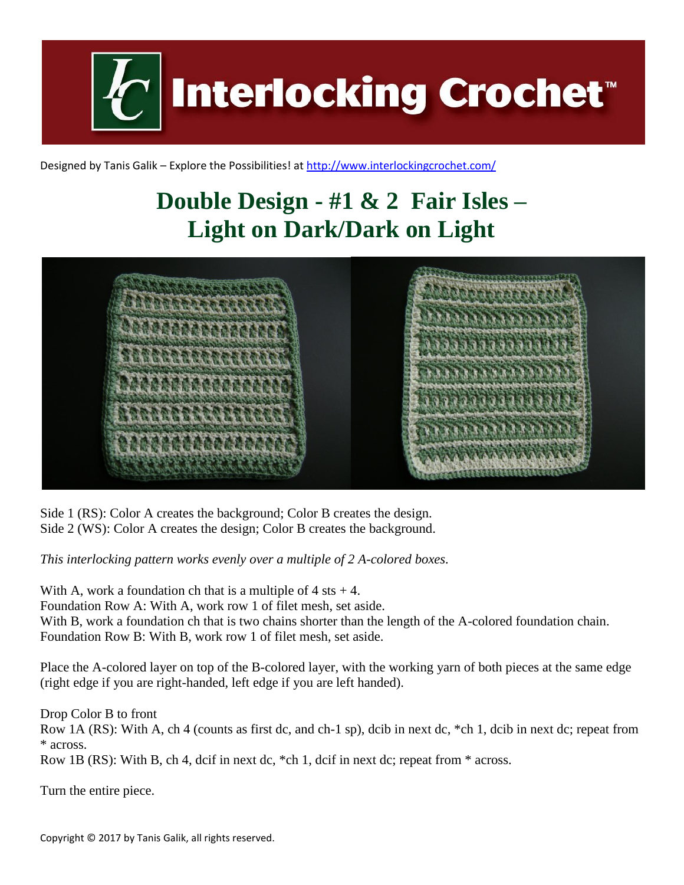# Interlocking Crochet™

Designed by Tanis Galik – Explore the Possibilities! at http://www.interlockingcrochet.com/

## Double Design - #1 & 2 Fair Isles – Light on Dark/Dark on Light

Side 1 (RS): Color A creates the background; Color B creates the design.
Side 2 (WS): Color A creates the design; Color B creates the background.

*This interlocking pattern works evenly over a multiple of 2 A-colored boxes.*

With A, work a foundation ch that is a multiple of 4 sts + 4.
Foundation Row A: With A, work row 1 of filet mesh, set aside.
With B, work a foundation ch that is two chains shorter than the length of the A-colored foundation chain.
Foundation Row B: With B, work row 1 of filet mesh, set aside.

Place the A-colored layer on top of the B-colored layer, with the working yarn of both pieces at the same edge (right edge if you are right-handed, left edge if you are left handed).

Drop Color B to front
Row 1A (RS): With A, ch 4 (counts as first dc, and ch-1 sp), dcib in next dc, *ch 1, dcib in next dc; repeat from * across.
Row 1B (RS): With B, ch 4, dcif in next dc, *ch 1, dcif in next dc; repeat from * across.

Turn the entire piece.

Copyright © 2017 by Tanis Galik, all rights reserved.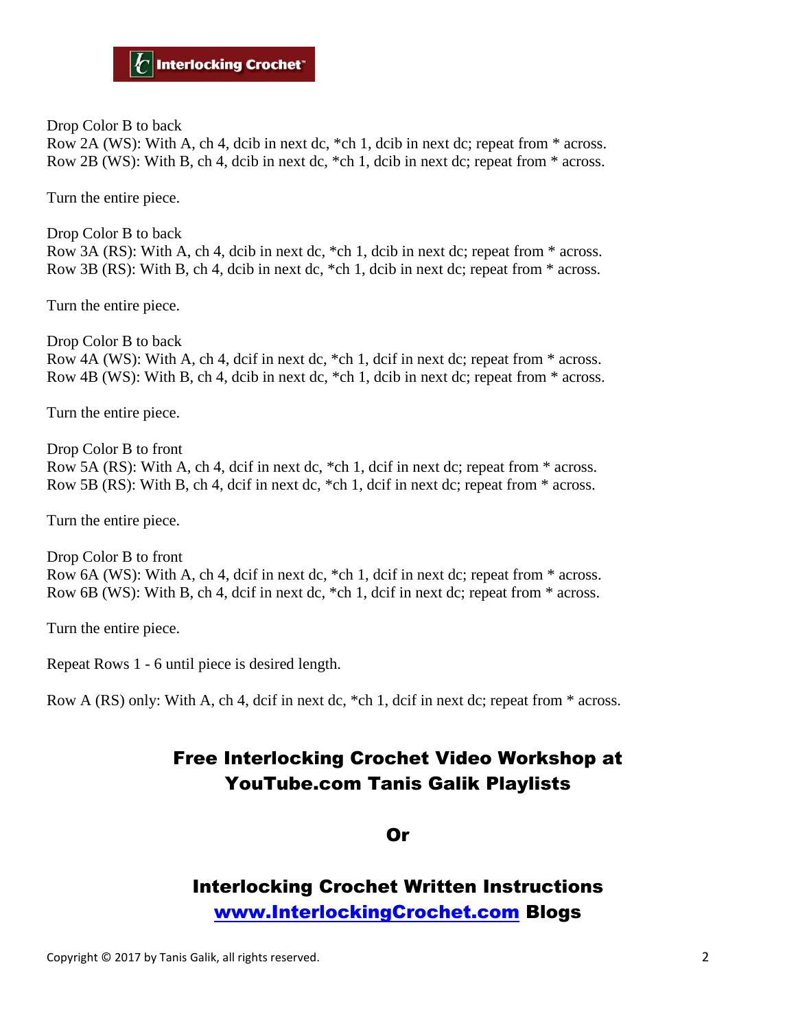Drop Color B to back
Row 2A (WS): With A, ch 4, dcib in next dc, *ch 1, dcib in next dc; repeat from * across.
Row 2B (WS): With B, ch 4, dcib in next dc, *ch 1, dcib in next dc; repeat from * across.

Turn the entire piece.

Drop Color B to back
Row 3A (RS): With A, ch 4, dcib in next dc, *ch 1, dcib in next dc; repeat from * across.
Row 3B (RS): With B, ch 4, dcib in next dc, *ch 1, dcib in next dc; repeat from * across.

Turn the entire piece.

Drop Color B to back
Row 4A (WS): With A, ch 4, dcif in next dc, *ch 1, dcif in next dc; repeat from * across.
Row 4B (WS): With B, ch 4, dcib in next dc, *ch 1, dcib in next dc; repeat from * across.

Turn the entire piece.

Drop Color B to front
Row 5A (RS): With A, ch 4, dcif in next dc, *ch 1, dcif in next dc; repeat from * across.
Row 5B (RS): With B, ch 4, dcif in next dc, *ch 1, dcif in next dc; repeat from * across.

Turn the entire piece.

Drop Color B to front
Row 6A (WS): With A, ch 4, dcif in next dc, *ch 1, dcif in next dc; repeat from * across.
Row 6B (WS): With B, ch 4, dcif in next dc, *ch 1, dcif in next dc; repeat from * across.

Turn the entire piece.

Repeat Rows 1 - 6 until piece is desired length.

Row A (RS) only: With A, ch 4, dcif in next dc, *ch 1, dcif in next dc; repeat from * across.

## Free Interlocking Crochet Video Workshop at YouTube.com Tanis Galik Playlists

## Or

## Interlocking Crochet Written Instructions [www.InterlockingCrochet.com](http://www.InterlockingCrochet.com) Blogs

Copyright © 2017 by Tanis Galik, all rights reserved.